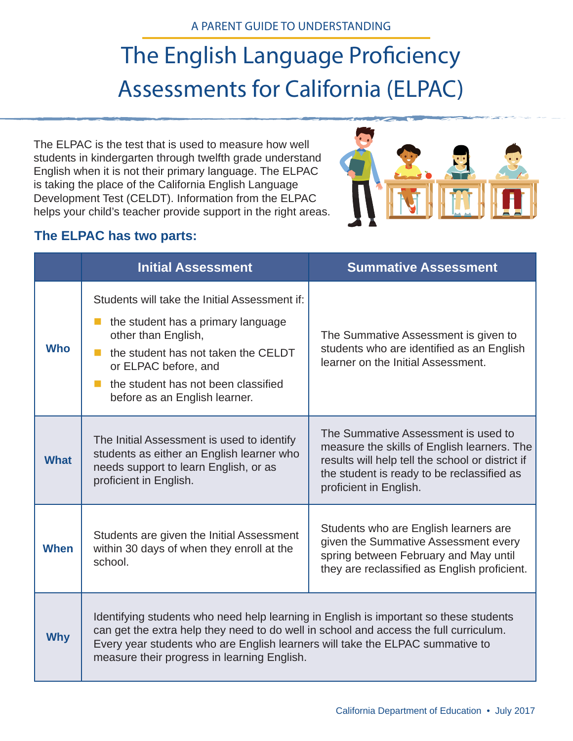A PARENT GUIDE TO UNDERSTANDING

# The English Language Proficiency Assessments for California (ELPAC)

The ELPAC is the test that is used to measure how well students in kindergarten through twelfth grade understand English when it is not their primary language. The ELPAC is taking the place of the California English Language Development Test (CELDT). Information from the ELPAC helps your child's teacher provide support in the right areas.

## The ELPAC has two parts:

| | Initial Assessment | Summative Assessment |
|---|---|---|
| **Who** | Students will take the Initial Assessment if:<br>• the student has a primary language other than English,<br>• the student has not taken the CELDT or ELPAC before, and<br>• the student has not been classified before as an English learner. | The Summative Assessment is given to students who are identified as an English learner on the Initial Assessment. |
| **What** | The Initial Assessment is used to identify students as either an English learner who needs support to learn English, or as proficient in English. | The Summative Assessment is used to measure the skills of English learners. The results will help tell the school or district if the student is ready to be reclassified as proficient in English. |
| **When** | Students are given the Initial Assessment within 30 days of when they enroll at the school. | Students who are English learners are given the Summative Assessment every spring between February and May until they are reclassified as English proficient. |
| **Why** | Identifying students who need help learning in English is important so these students can get the extra help they need to do well in school and access the full curriculum. Every year students who are English learners will take the ELPAC summative to measure their progress in learning English. | |

California Department of Education • July 2017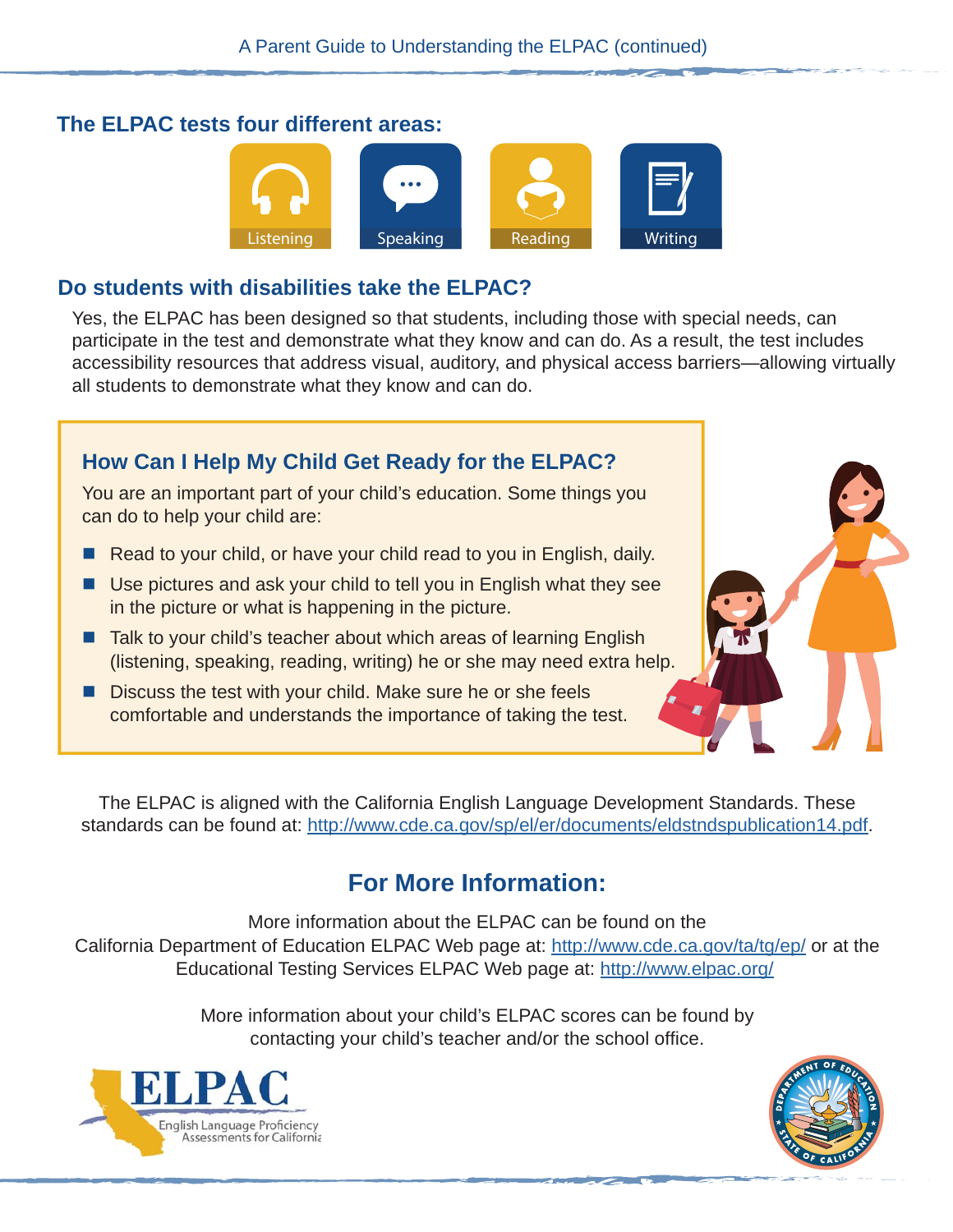## The ELPAC tests four different areas:

Listening

Speaking

Reading

Writing

## Do students with disabilities take the ELPAC?

Yes, the ELPAC has been designed so that students, including those with special needs, can participate in the test and demonstrate what they know and can do. As a result, the test includes accessibility resources that address visual, auditory, and physical access barriers—allowing virtually all students to demonstrate what they know and can do.

### How Can I Help My Child Get Ready for the ELPAC?

You are an important part of your child's education. Some things you can do to help your child are:

- Read to your child, or have your child read to you in English, daily.
- Use pictures and ask your child to tell you in English what they see in the picture or what is happening in the picture.
- Talk to your child's teacher about which areas of learning English (listening, speaking, reading, writing) he or she may need extra help.
- Discuss the test with your child. Make sure he or she feels comfortable and understands the importance of taking the test.

The ELPAC is aligned with the California English Language Development Standards. These standards can be found at: http://www.cde.ca.gov/sp/el/er/documents/eldstndspublication14.pdf.

## For More Information:

More information about the ELPAC can be found on the California Department of Education ELPAC Web page at: http://www.cde.ca.gov/ta/tg/ep/ or at the Educational Testing Services ELPAC Web page at: http://www.elpac.org/

More information about your child's ELPAC scores can be found by contacting your child's teacher and/or the school office.

ELPAC
English Language Proficiency Assessments for California